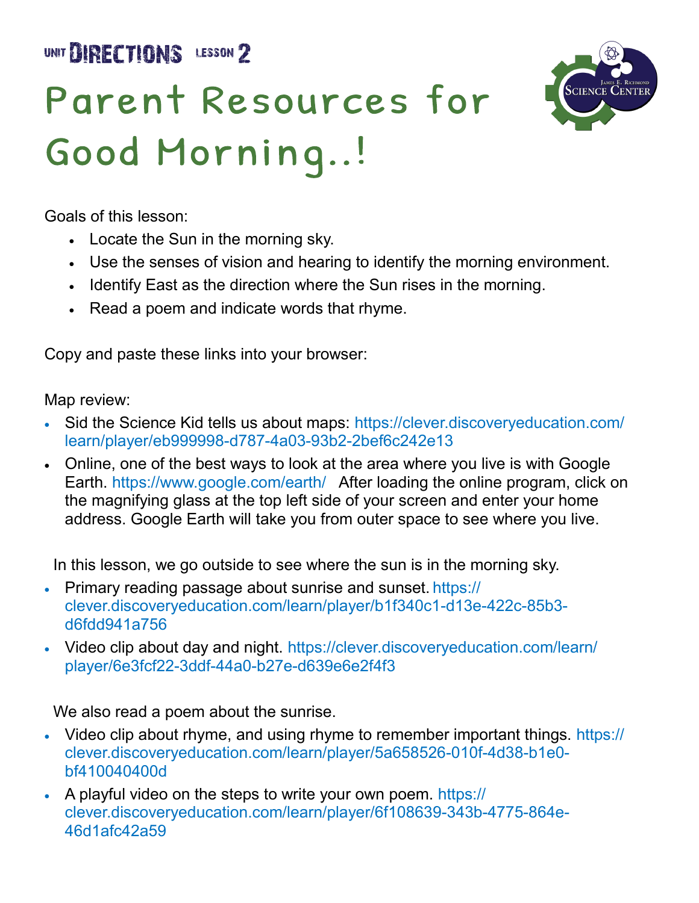UNIT **DIRECTIONS** LESSON **2**

# Parent Resources for Good Morning..!

James E. Richmond Science Center

Goals of this lesson:

- Locate the Sun in the morning sky.
- Use the senses of vision and hearing to identify the morning environment.
- Identify East as the direction where the Sun rises in the morning.
- Read a poem and indicate words that rhyme.

Copy and paste these links into your browser:

Map review:

- Sid the Science Kid tells us about maps: https://clever.discoveryeducation.com/learn/player/eb999998-d787-4a03-93b2-2bef6c242e13
- Online, one of the best ways to look at the area where you live is with Google Earth. https://www.google.com/earth/ After loading the online program, click on the magnifying glass at the top left side of your screen and enter your home address. Google Earth will take you from outer space to see where you live.

In this lesson, we go outside to see where the sun is in the morning sky.

- Primary reading passage about sunrise and sunset. https://clever.discoveryeducation.com/learn/player/b1f340c1-d13e-422c-85b3-d6fdd941a756
- Video clip about day and night. https://clever.discoveryeducation.com/learn/player/6e3fcf22-3ddf-44a0-b27e-d639e6e2f4f3

We also read a poem about the sunrise.

- Video clip about rhyme, and using rhyme to remember important things. https://clever.discoveryeducation.com/learn/player/5a658526-010f-4d38-b1e0-bf410040400d
- A playful video on the steps to write your own poem. https://clever.discoveryeducation.com/learn/player/6f108639-343b-4775-864e-46d1afc42a59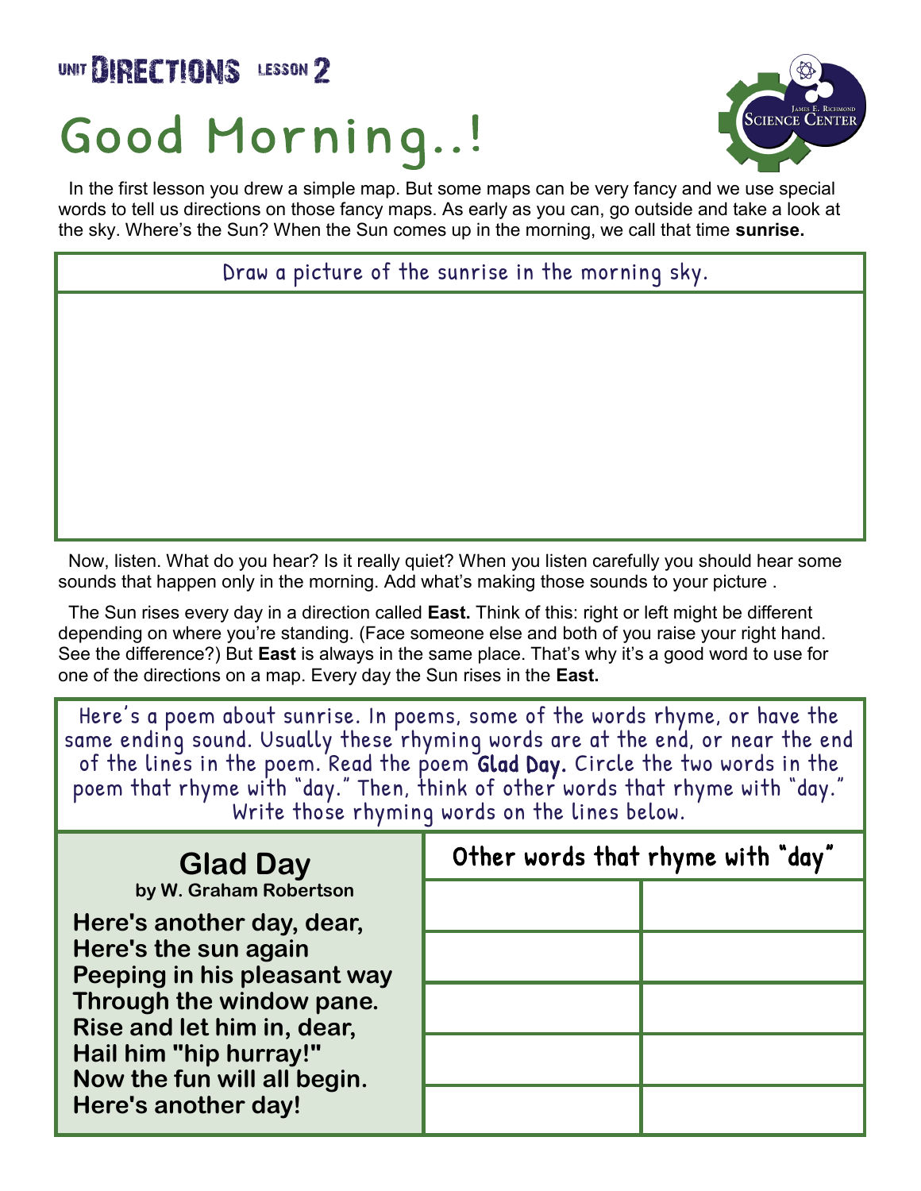UNIT **DIRECTIONS** LESSON **2**

# Good Morning..!

JAMES E. RICHMOND SCIENCE CENTER

In the first lesson you drew a simple map. But some maps can be very fancy and we use special words to tell us directions on those fancy maps. As early as you can, go outside and take a look at the sky. Where's the Sun? When the Sun comes up in the morning, we call that time **sunrise.**

| Draw a picture of the sunrise in the morning sky. |
|---|
| |

Now, listen. What do you hear? Is it really quiet? When you listen carefully you should hear some sounds that happen only in the morning. Add what's making those sounds to your picture .

The Sun rises every day in a direction called **East.** Think of this: right or left might be different depending on where you're standing. (Face someone else and both of you raise your right hand. See the difference?) But **East** is always in the same place. That's why it's a good word to use for one of the directions on a map. Every day the Sun rises in the **East.**

Here's a poem about sunrise. In poems, some of the words rhyme, or have the same ending sound. Usually these rhyming words are at the end, or near the end of the lines in the poem. Read the poem **Glad Day.** Circle the two words in the poem that rhyme with "day." Then, think of other words that rhyme with "day." Write those rhyming words on the lines below.

## Glad Day

by W. Graham Robertson

**Here's another day, dear,**
**Here's the sun again**
**Peeping in his pleasant way**
**Through the window pane.**
**Rise and let him in, dear,**
**Hail him "hip hurray!"**
**Now the fun will all begin.**
**Here's another day!**

| Other words that rhyme with "day" | |
|---|---|
| | |
| | |
| | |
| | |
| | |